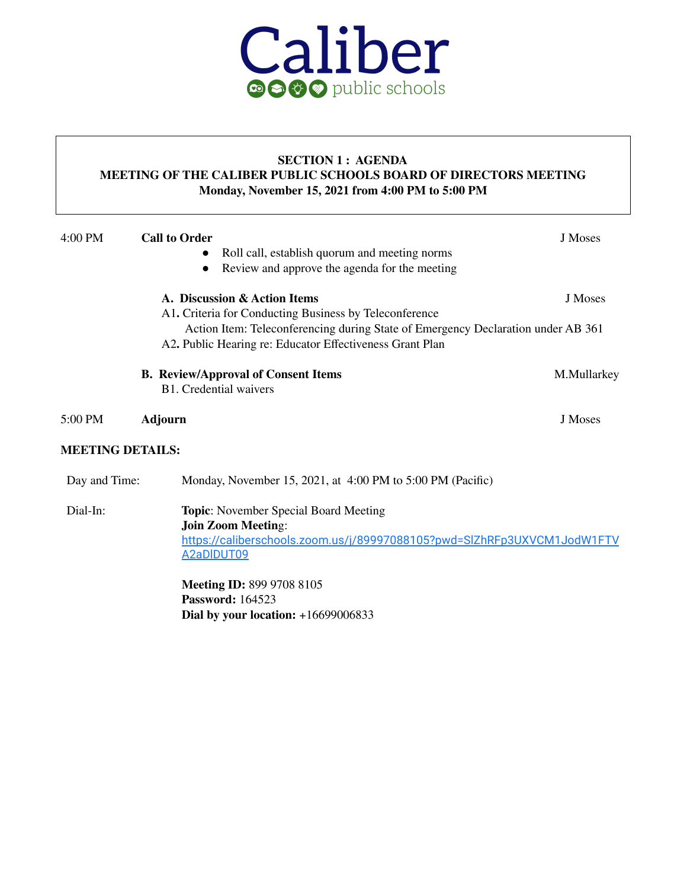# Caliber public schools

**SECTION 1 : AGENDA**
**MEETING OF THE CALIBER PUBLIC SCHOOLS BOARD OF DIRECTORS MEETING**
**Monday, November 15, 2021 from 4:00 PM to 5:00 PM**

4:00 PM **Call to Order** — J Moses

- Roll call, establish quorum and meeting norms
- Review and approve the agenda for the meeting

**A. Discussion & Action Items** — J Moses

A1**.** Criteria for Conducting Business by Teleconference
Action Item: Teleconferencing during State of Emergency Declaration under AB 361
A2**.** Public Hearing re: Educator Effectiveness Grant Plan

**B. Review/Approval of Consent Items** — M.Mullarkey

B1. Credential waivers

5:00 PM **Adjourn** — J Moses

**MEETING DETAILS:**

Day and Time: Monday, November 15, 2021, at 4:00 PM to 5:00 PM (Pacific)

Dial-In: **Topic**: November Special Board Meeting
**Join Zoom Meeting**:
https://caliberschools.zoom.us/j/89997088105?pwd=SlZhRFp3UXVCM1JodW1FTVA2aDlDUT09

**Meeting ID:** 899 9708 8105
**Password:** 164523
**Dial by your location:** +16699006833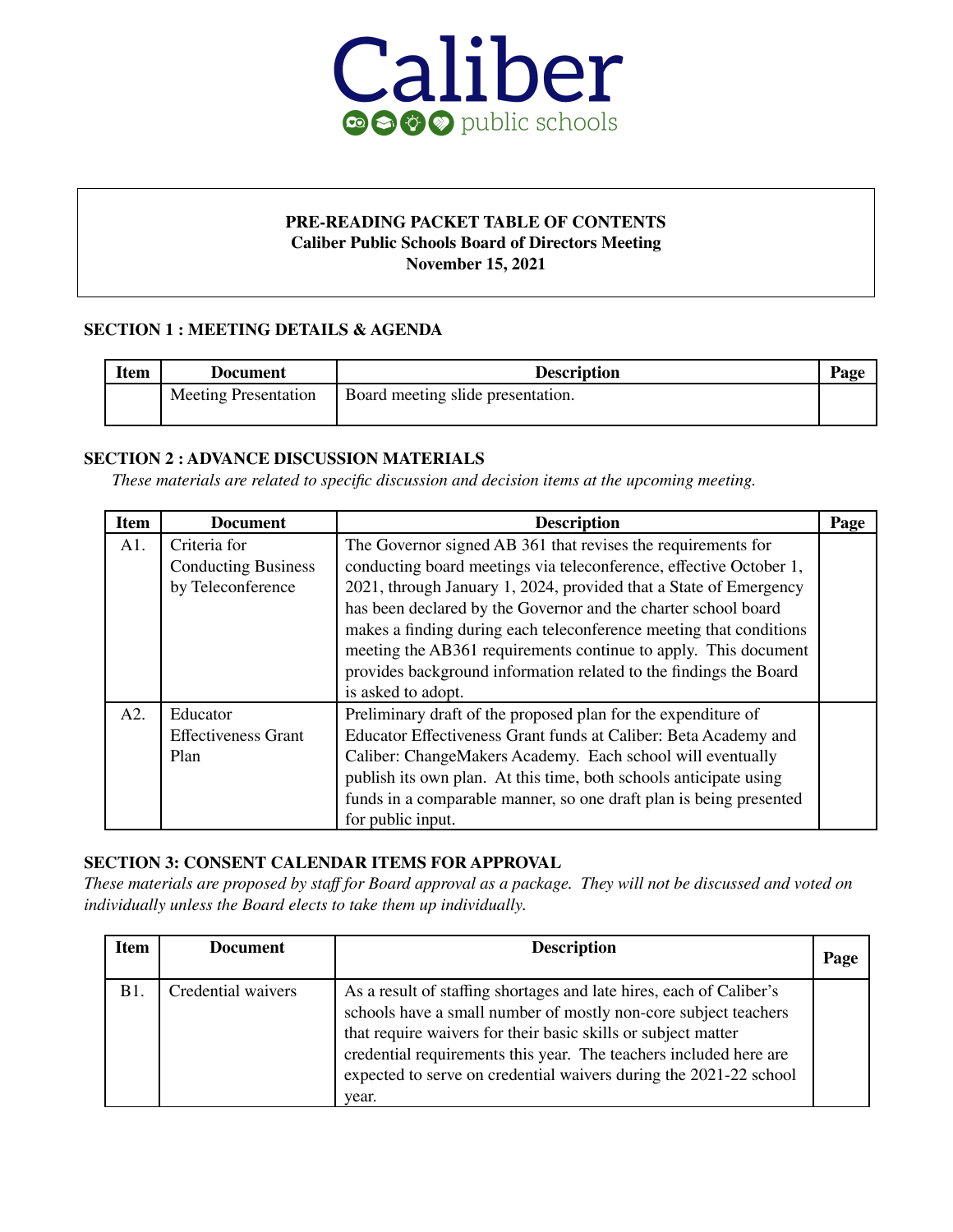# Caliber public schools

**PRE-READING PACKET TABLE OF CONTENTS**
**Caliber Public Schools Board of Directors Meeting**
**November 15, 2021**

## SECTION 1 : MEETING DETAILS & AGENDA

| Item | Document | Description | Page |
|---|---|---|---|
| | Meeting Presentation | Board meeting slide presentation. | |

## SECTION 2 : ADVANCE DISCUSSION MATERIALS

*These materials are related to specific discussion and decision items at the upcoming meeting.*

| Item | Document | Description | Page |
|---|---|---|---|
| A1. | Criteria for Conducting Business by Teleconference | The Governor signed AB 361 that revises the requirements for conducting board meetings via teleconference, effective October 1, 2021, through January 1, 2024, provided that a State of Emergency has been declared by the Governor and the charter school board makes a finding during each teleconference meeting that conditions meeting the AB361 requirements continue to apply. This document provides background information related to the findings the Board is asked to adopt. | |
| A2. | Educator Effectiveness Grant Plan | Preliminary draft of the proposed plan for the expenditure of Educator Effectiveness Grant funds at Caliber: Beta Academy and Caliber: ChangeMakers Academy. Each school will eventually publish its own plan. At this time, both schools anticipate using funds in a comparable manner, so one draft plan is being presented for public input. | |

## SECTION 3: CONSENT CALENDAR ITEMS FOR APPROVAL

*These materials are proposed by staff for Board approval as a package. They will not be discussed and voted on individually unless the Board elects to take them up individually.*

| Item | Document | Description | Page |
|---|---|---|---|
| B1. | Credential waivers | As a result of staffing shortages and late hires, each of Caliber's schools have a small number of mostly non-core subject teachers that require waivers for their basic skills or subject matter credential requirements this year. The teachers included here are expected to serve on credential waivers during the 2021-22 school year. | |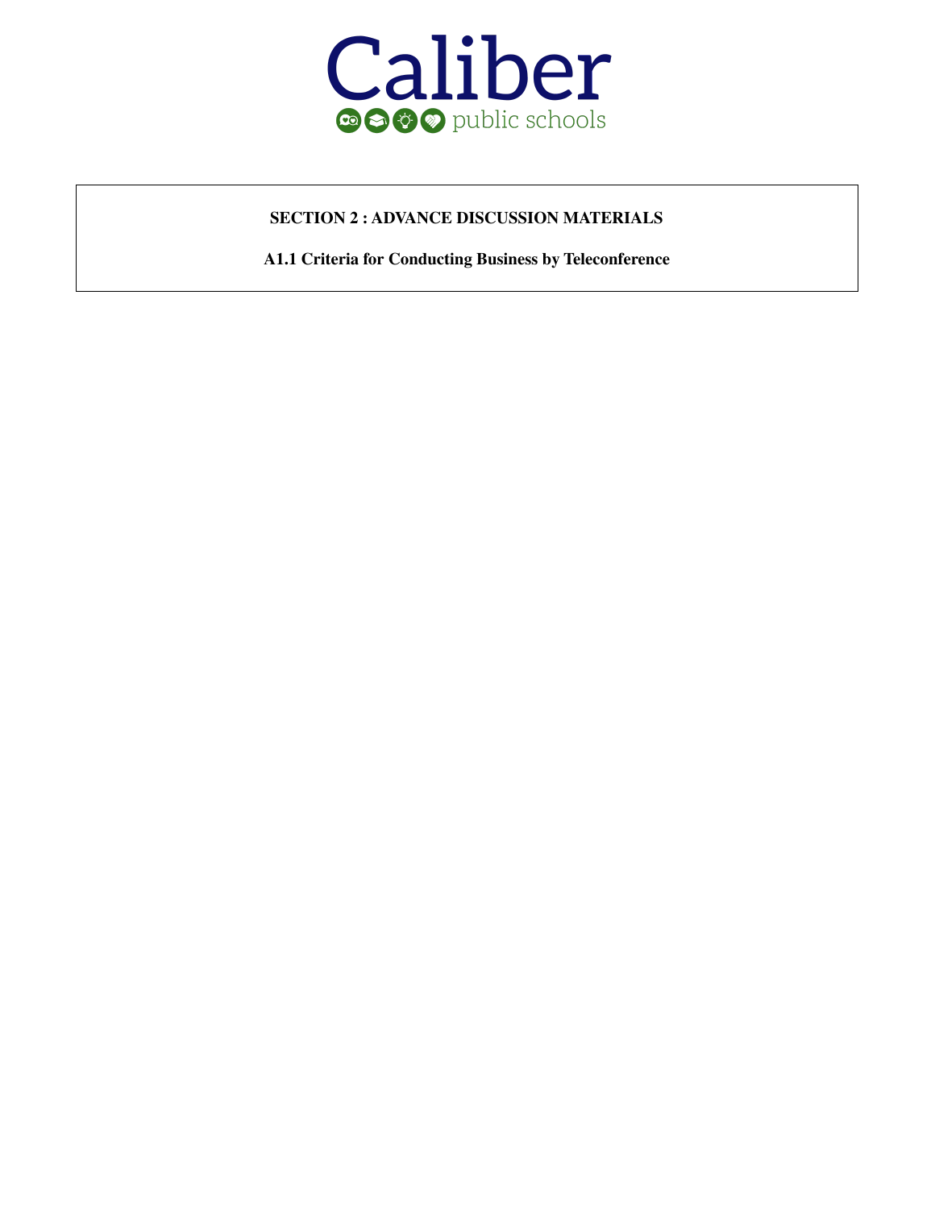Caliber

public schools

**SECTION 2 : ADVANCE DISCUSSION MATERIALS**

**A1.1 Criteria for Conducting Business by Teleconference**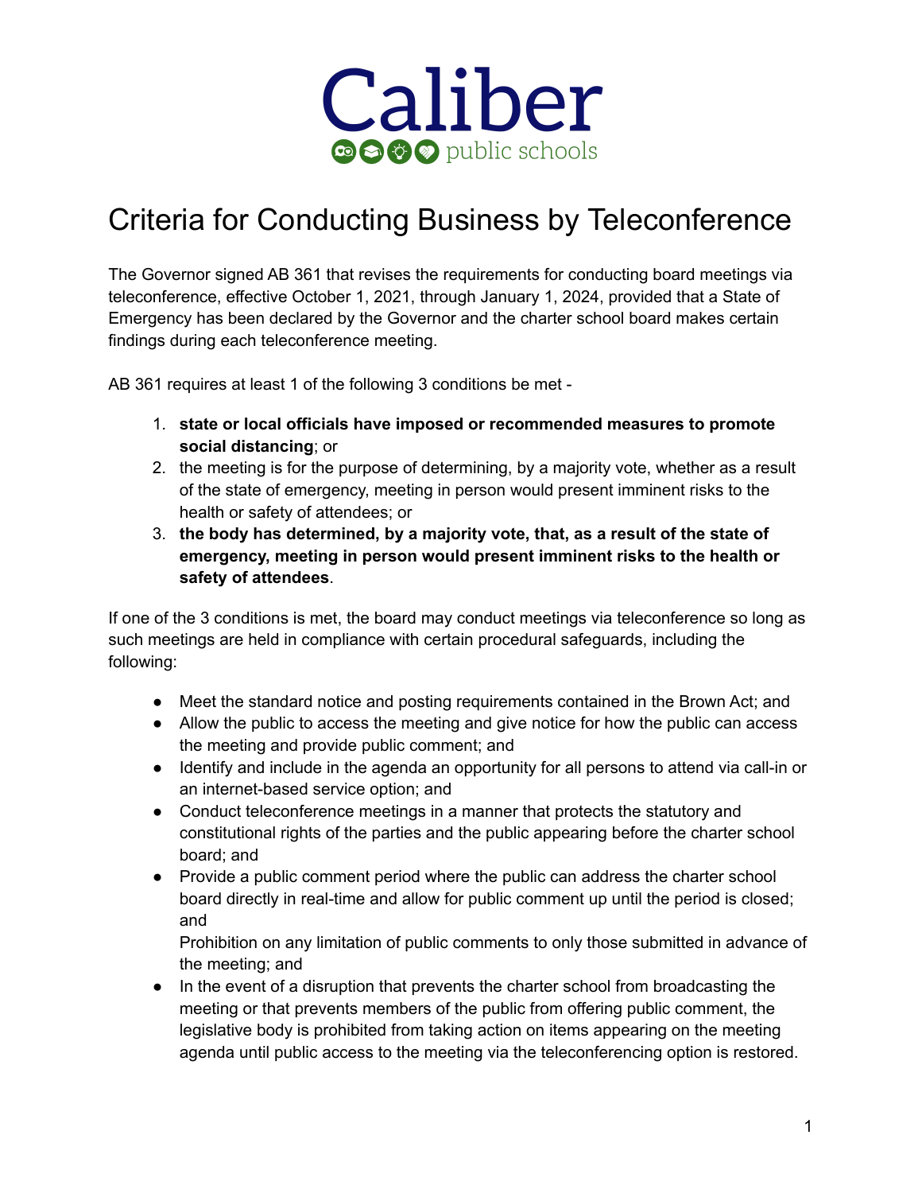Caliber
public schools

# Criteria for Conducting Business by Teleconference

The Governor signed AB 361 that revises the requirements for conducting board meetings via teleconference, effective October 1, 2021, through January 1, 2024, provided that a State of Emergency has been declared by the Governor and the charter school board makes certain findings during each teleconference meeting.

AB 361 requires at least 1 of the following 3 conditions be met -

1. **state or local officials have imposed or recommended measures to promote social distancing**; or
2. the meeting is for the purpose of determining, by a majority vote, whether as a result of the state of emergency, meeting in person would present imminent risks to the health or safety of attendees; or
3. **the body has determined, by a majority vote, that, as a result of the state of emergency, meeting in person would present imminent risks to the health or safety of attendees**.

If one of the 3 conditions is met, the board may conduct meetings via teleconference so long as such meetings are held in compliance with certain procedural safeguards, including the following:

- Meet the standard notice and posting requirements contained in the Brown Act; and
- Allow the public to access the meeting and give notice for how the public can access the meeting and provide public comment; and
- Identify and include in the agenda an opportunity for all persons to attend via call-in or an internet-based service option; and
- Conduct teleconference meetings in a manner that protects the statutory and constitutional rights of the parties and the public appearing before the charter school board; and
- Provide a public comment period where the public can address the charter school board directly in real-time and allow for public comment up until the period is closed; and

  Prohibition on any limitation of public comments to only those submitted in advance of the meeting; and
- In the event of a disruption that prevents the charter school from broadcasting the meeting or that prevents members of the public from offering public comment, the legislative body is prohibited from taking action on items appearing on the meeting agenda until public access to the meeting via the teleconferencing option is restored.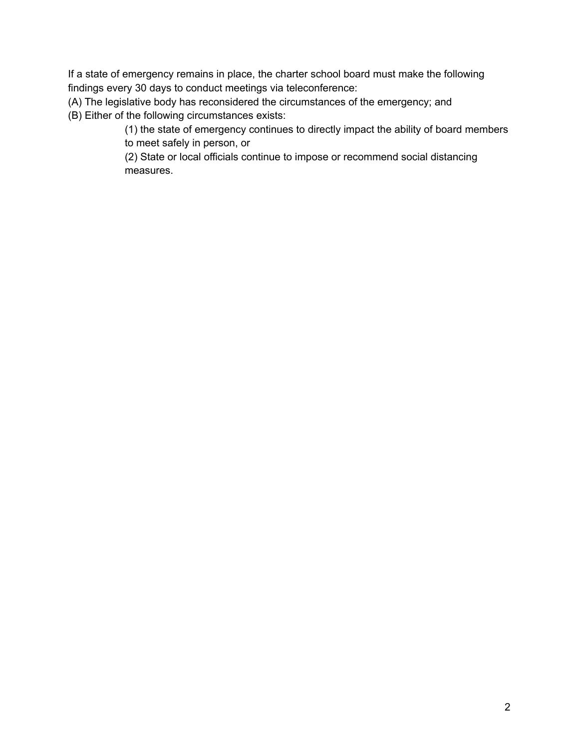If a state of emergency remains in place, the charter school board must make the following findings every 30 days to conduct meetings via teleconference:

(A) The legislative body has reconsidered the circumstances of the emergency; and

(B) Either of the following circumstances exists:

> (1) the state of emergency continues to directly impact the ability of board members to meet safely in person, or
>
> (2) State or local officials continue to impose or recommend social distancing measures.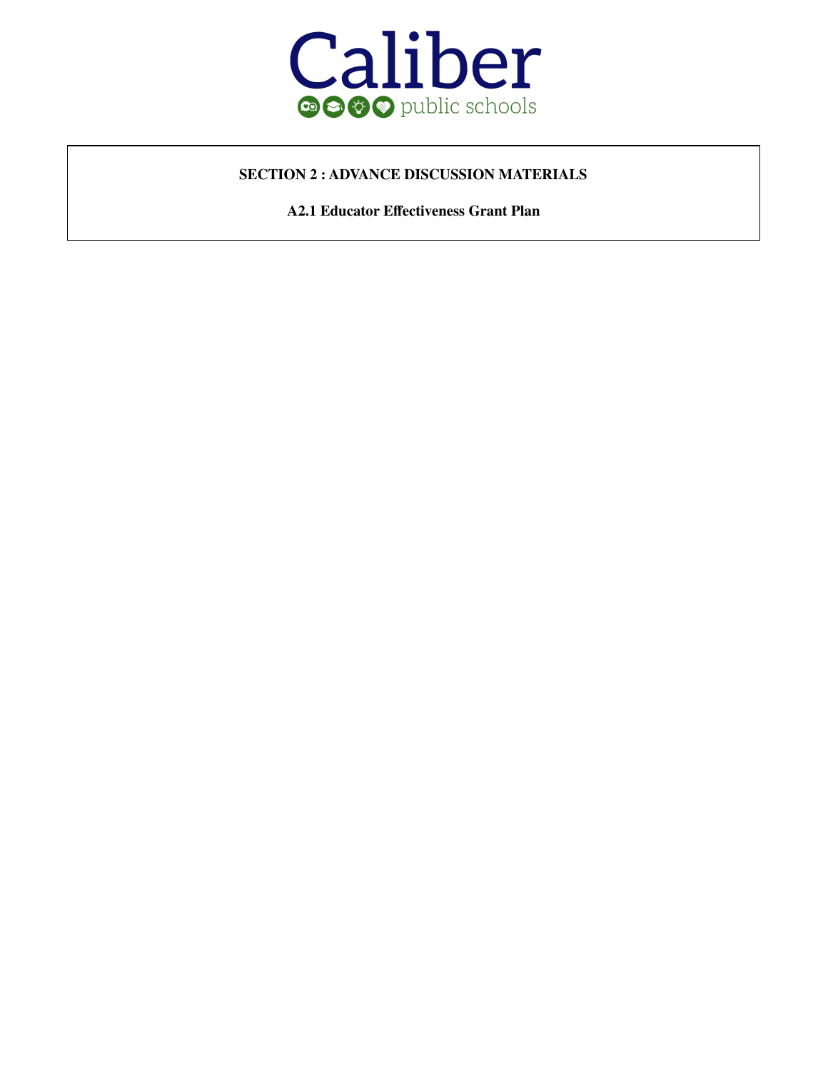Caliber public schools

**SECTION 2 : ADVANCE DISCUSSION MATERIALS**

**A2.1 Educator Effectiveness Grant Plan**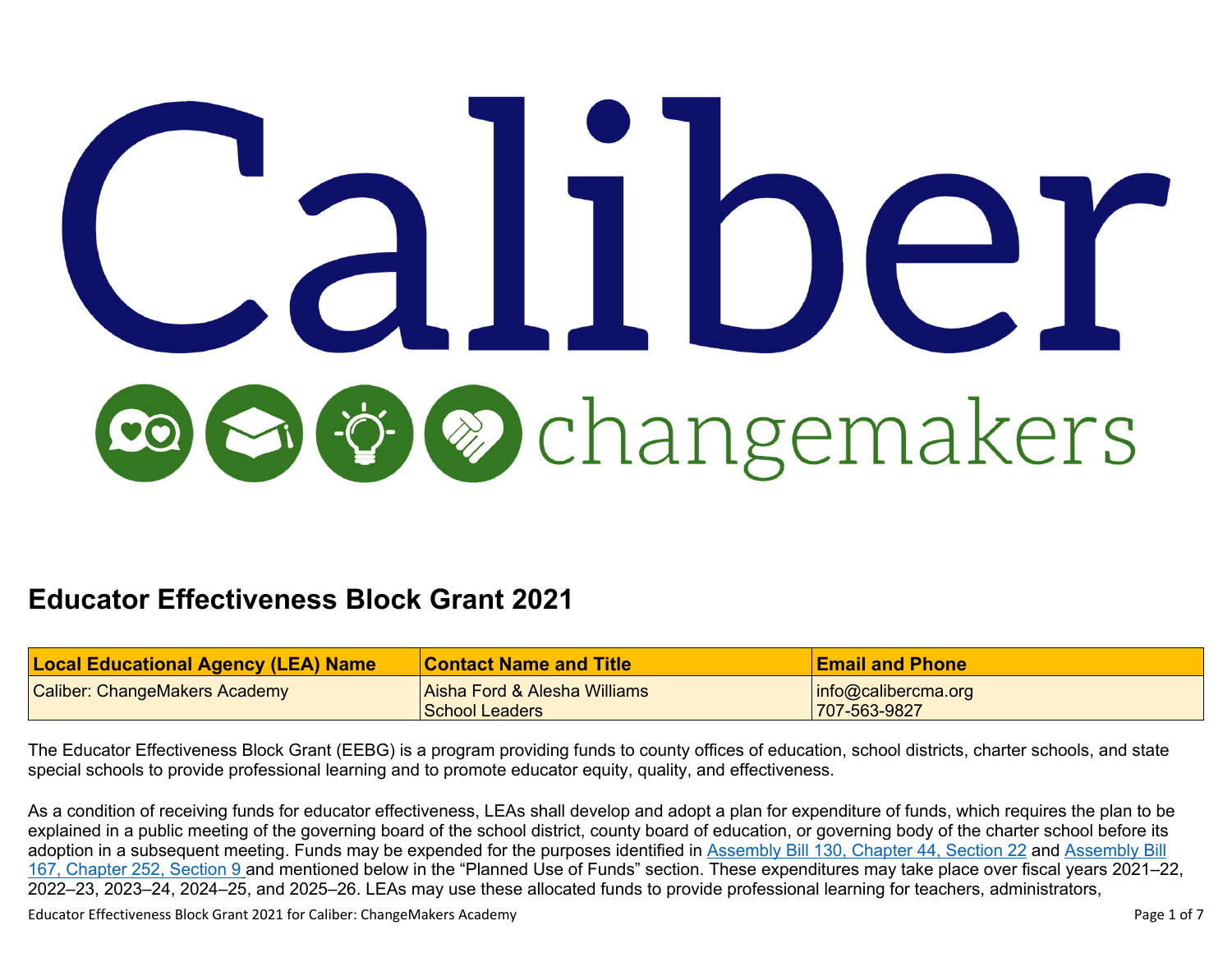# Educator Effectiveness Block Grant 2021

| Local Educational Agency (LEA) Name | Contact Name and Title | Email and Phone |
|---|---|---|
| Caliber: ChangeMakers Academy | Aisha Ford & Alesha Williams<br>School Leaders | info@calibercma.org<br>707-563-9827 |

The Educator Effectiveness Block Grant (EEBG) is a program providing funds to county offices of education, school districts, charter schools, and state special schools to provide professional learning and to promote educator equity, quality, and effectiveness.

As a condition of receiving funds for educator effectiveness, LEAs shall develop and adopt a plan for expenditure of funds, which requires the plan to be explained in a public meeting of the governing board of the school district, county board of education, or governing body of the charter school before its adoption in a subsequent meeting. Funds may be expended for the purposes identified in Assembly Bill 130, Chapter 44, Section 22 and Assembly Bill 167, Chapter 252, Section 9 and mentioned below in the "Planned Use of Funds" section. These expenditures may take place over fiscal years 2021–22, 2022–23, 2023–24, 2024–25, and 2025–26. LEAs may use these allocated funds to provide professional learning for teachers, administrators,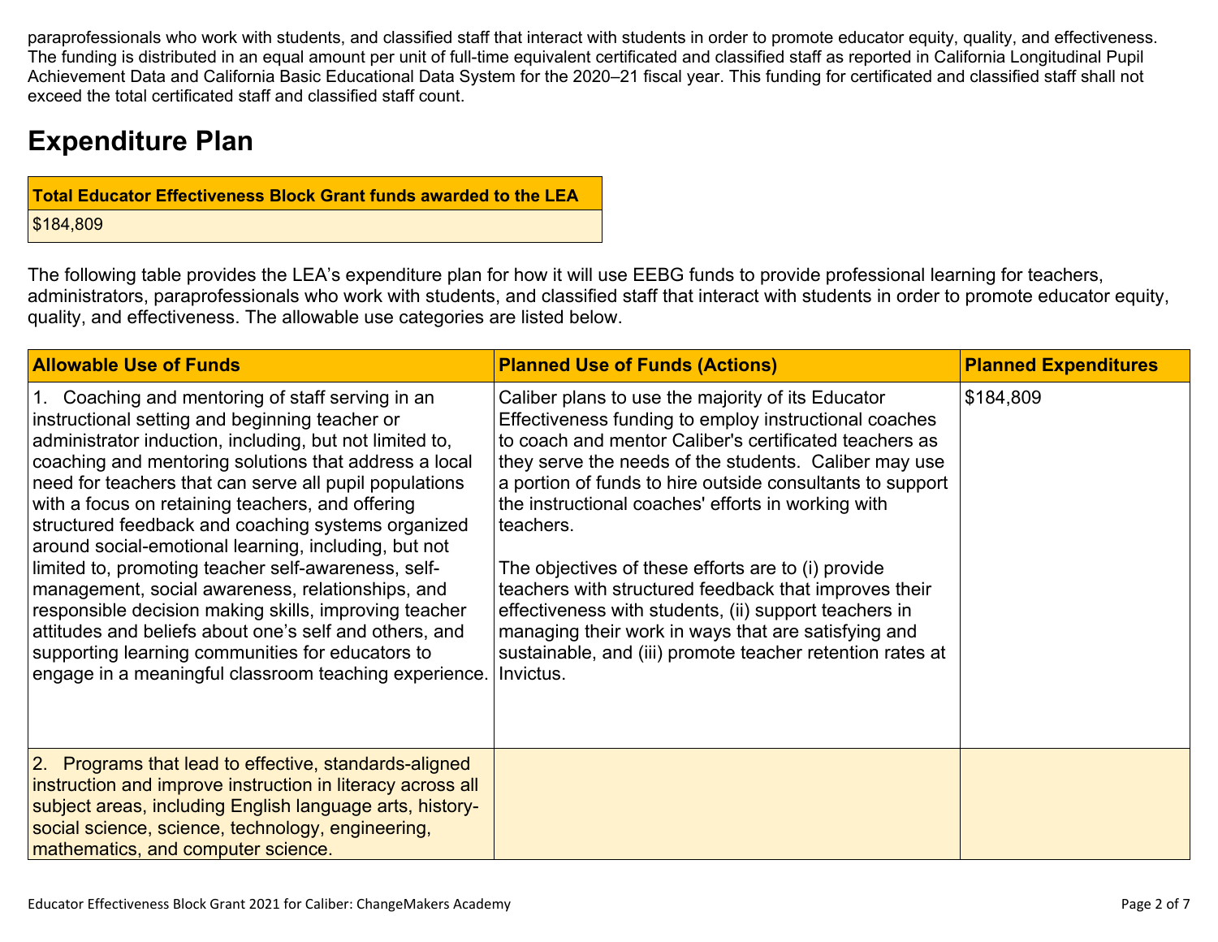paraprofessionals who work with students, and classified staff that interact with students in order to promote educator equity, quality, and effectiveness. The funding is distributed in an equal amount per unit of full-time equivalent certificated and classified staff as reported in California Longitudinal Pupil Achievement Data and California Basic Educational Data System for the 2020–21 fiscal year. This funding for certificated and classified staff shall not exceed the total certificated staff and classified staff count.

# Expenditure Plan

| Total Educator Effectiveness Block Grant funds awarded to the LEA |
|---|
| $184,809 |

The following table provides the LEA's expenditure plan for how it will use EEBG funds to provide professional learning for teachers, administrators, paraprofessionals who work with students, and classified staff that interact with students in order to promote educator equity, quality, and effectiveness. The allowable use categories are listed below.

| Allowable Use of Funds | Planned Use of Funds (Actions) | Planned Expenditures |
|---|---|---|
| 1. Coaching and mentoring of staff serving in an instructional setting and beginning teacher or administrator induction, including, but not limited to, coaching and mentoring solutions that address a local need for teachers that can serve all pupil populations with a focus on retaining teachers, and offering structured feedback and coaching systems organized around social-emotional learning, including, but not limited to, promoting teacher self-awareness, self-management, social awareness, relationships, and responsible decision making skills, improving teacher attitudes and beliefs about one's self and others, and supporting learning communities for educators to engage in a meaningful classroom teaching experience. | Caliber plans to use the majority of its Educator Effectiveness funding to employ instructional coaches to coach and mentor Caliber's certificated teachers as they serve the needs of the students. Caliber may use a portion of funds to hire outside consultants to support the instructional coaches' efforts in working with teachers.<br><br>The objectives of these efforts are to (i) provide teachers with structured feedback that improves their effectiveness with students, (ii) support teachers in managing their work in ways that are satisfying and sustainable, and (iii) promote teacher retention rates at Invictus. | $184,809 |
| 2. Programs that lead to effective, standards-aligned instruction and improve instruction in literacy across all subject areas, including English language arts, history-social science, science, technology, engineering, mathematics, and computer science. | | |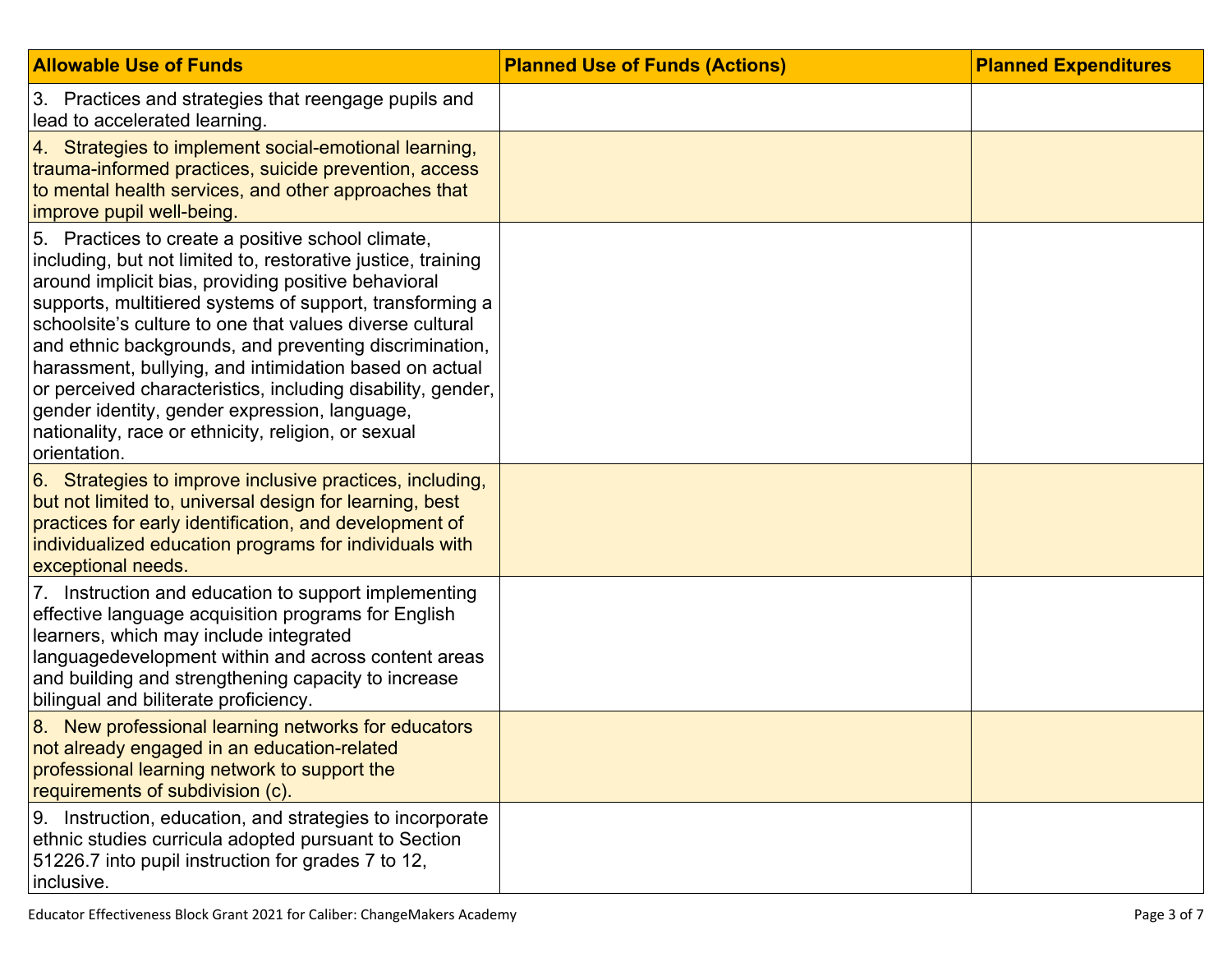| Allowable Use of Funds | Planned Use of Funds (Actions) | Planned Expenditures |
|---|---|---|
| 3. Practices and strategies that reengage pupils and lead to accelerated learning. | | |
| 4. Strategies to implement social-emotional learning, trauma-informed practices, suicide prevention, access to mental health services, and other approaches that improve pupil well-being. | | |
| 5. Practices to create a positive school climate, including, but not limited to, restorative justice, training around implicit bias, providing positive behavioral supports, multitiered systems of support, transforming a schoolsite's culture to one that values diverse cultural and ethnic backgrounds, and preventing discrimination, harassment, bullying, and intimidation based on actual or perceived characteristics, including disability, gender, gender identity, gender expression, language, nationality, race or ethnicity, religion, or sexual orientation. | | |
| 6. Strategies to improve inclusive practices, including, but not limited to, universal design for learning, best practices for early identification, and development of individualized education programs for individuals with exceptional needs. | | |
| 7. Instruction and education to support implementing effective language acquisition programs for English learners, which may include integrated languagedevelopment within and across content areas and building and strengthening capacity to increase bilingual and biliterate proficiency. | | |
| 8. New professional learning networks for educators not already engaged in an education-related professional learning network to support the requirements of subdivision (c). | | |
| 9. Instruction, education, and strategies to incorporate ethnic studies curricula adopted pursuant to Section 51226.7 into pupil instruction for grades 7 to 12, inclusive. | | |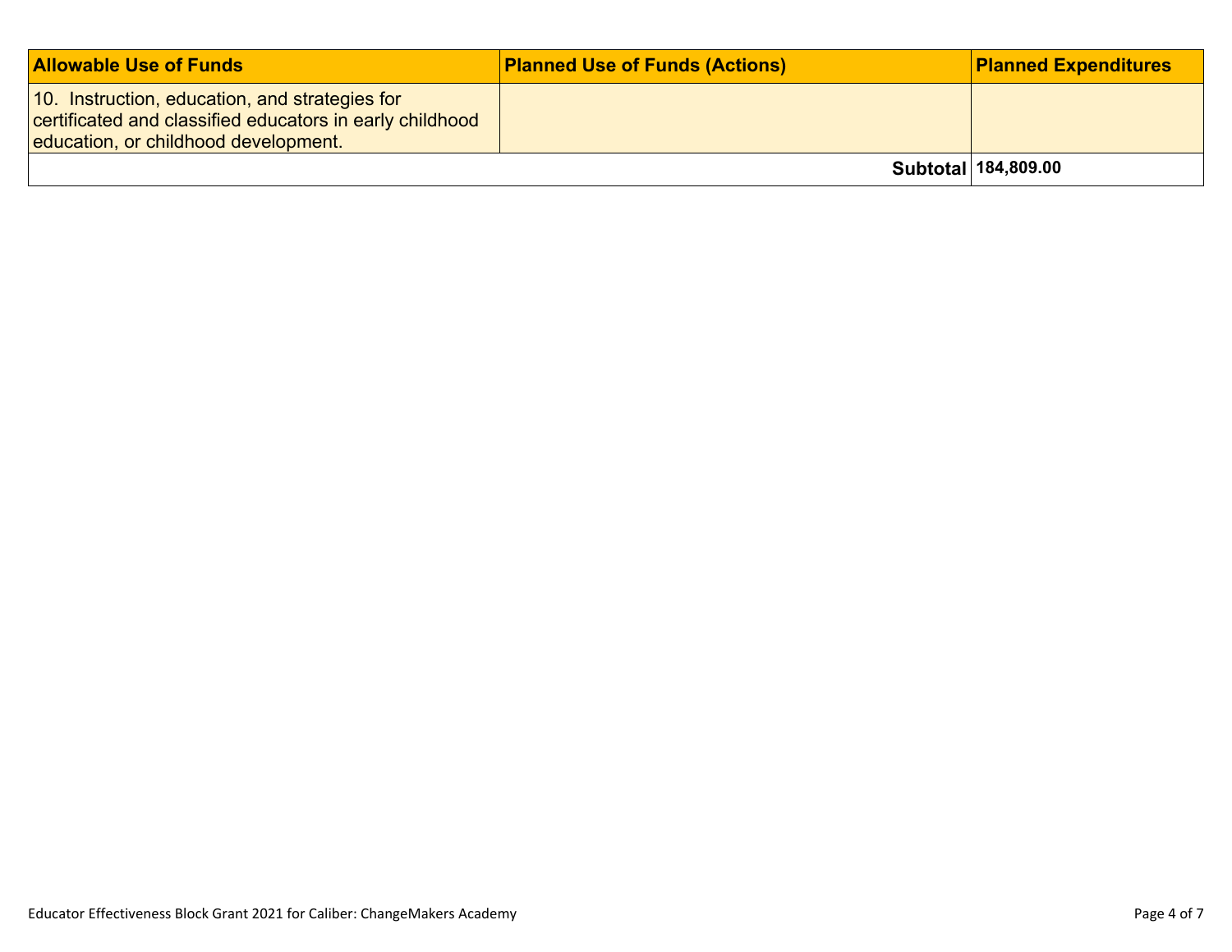| Allowable Use of Funds | Planned Use of Funds (Actions) | Planned Expenditures |
|---|---|---|
| 10. Instruction, education, and strategies for certificated and classified educators in early childhood education, or childhood development. | | |
| | **Subtotal** | **184,809.00** |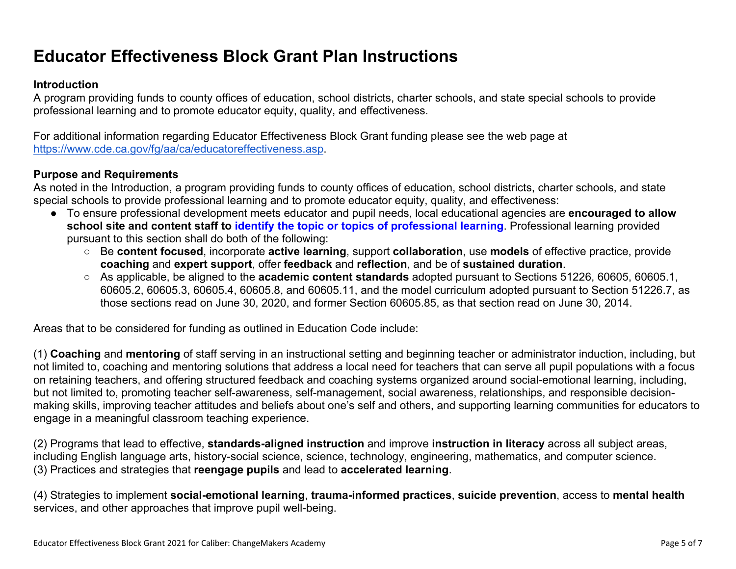# Educator Effectiveness Block Grant Plan Instructions

### Introduction

A program providing funds to county offices of education, school districts, charter schools, and state special schools to provide professional learning and to promote educator equity, quality, and effectiveness.

For additional information regarding Educator Effectiveness Block Grant funding please see the web page at https://www.cde.ca.gov/fg/aa/ca/educatoreffectiveness.asp.

### Purpose and Requirements

As noted in the Introduction, a program providing funds to county offices of education, school districts, charter schools, and state special schools to provide professional learning and to promote educator equity, quality, and effectiveness:

- To ensure professional development meets educator and pupil needs, local educational agencies are **encouraged to allow school site and content staff to identify the topic or topics of professional learning**. Professional learning provided pursuant to this section shall do both of the following:
  - Be **content focused**, incorporate **active learning**, support **collaboration**, use **models** of effective practice, provide **coaching** and **expert support**, offer **feedback** and **reflection**, and be of **sustained duration**.
  - As applicable, be aligned to the **academic content standards** adopted pursuant to Sections 51226, 60605, 60605.1, 60605.2, 60605.3, 60605.4, 60605.8, and 60605.11, and the model curriculum adopted pursuant to Section 51226.7, as those sections read on June 30, 2020, and former Section 60605.85, as that section read on June 30, 2014.

Areas that to be considered for funding as outlined in Education Code include:

(1) **Coaching** and **mentoring** of staff serving in an instructional setting and beginning teacher or administrator induction, including, but not limited to, coaching and mentoring solutions that address a local need for teachers that can serve all pupil populations with a focus on retaining teachers, and offering structured feedback and coaching systems organized around social-emotional learning, including, but not limited to, promoting teacher self-awareness, self-management, social awareness, relationships, and responsible decision-making skills, improving teacher attitudes and beliefs about one's self and others, and supporting learning communities for educators to engage in a meaningful classroom teaching experience.

(2) Programs that lead to effective, **standards-aligned instruction** and improve **instruction in literacy** across all subject areas, including English language arts, history-social science, science, technology, engineering, mathematics, and computer science.
(3) Practices and strategies that **reengage pupils** and lead to **accelerated learning**.

(4) Strategies to implement **social-emotional learning**, **trauma-informed practices**, **suicide prevention**, access to **mental health** services, and other approaches that improve pupil well-being.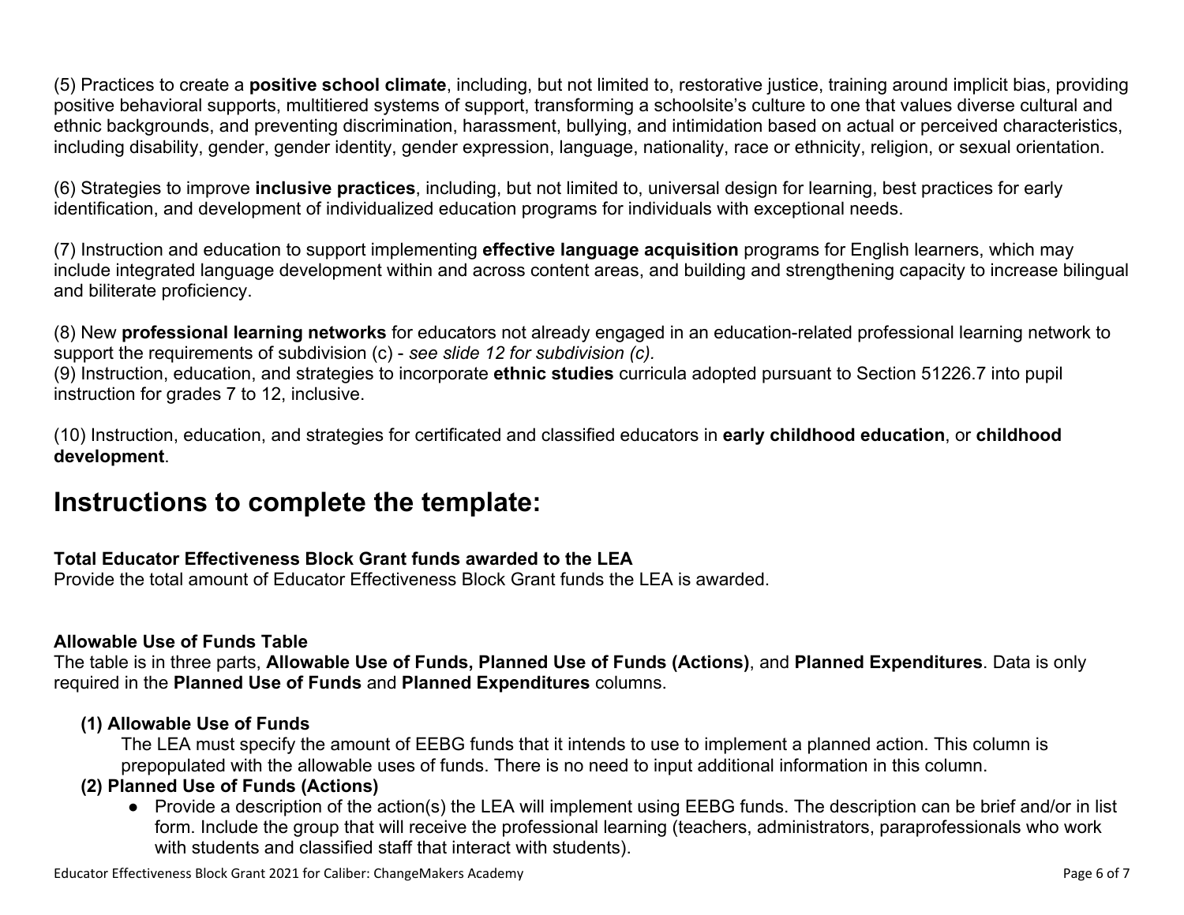(5) Practices to create a **positive school climate**, including, but not limited to, restorative justice, training around implicit bias, providing positive behavioral supports, multitiered systems of support, transforming a schoolsite's culture to one that values diverse cultural and ethnic backgrounds, and preventing discrimination, harassment, bullying, and intimidation based on actual or perceived characteristics, including disability, gender, gender identity, gender expression, language, nationality, race or ethnicity, religion, or sexual orientation.

(6) Strategies to improve **inclusive practices**, including, but not limited to, universal design for learning, best practices for early identification, and development of individualized education programs for individuals with exceptional needs.

(7) Instruction and education to support implementing **effective language acquisition** programs for English learners, which may include integrated language development within and across content areas, and building and strengthening capacity to increase bilingual and biliterate proficiency.

(8) New **professional learning networks** for educators not already engaged in an education-related professional learning network to support the requirements of subdivision (c) - *see slide 12 for subdivision (c).*
(9) Instruction, education, and strategies to incorporate **ethnic studies** curricula adopted pursuant to Section 51226.7 into pupil instruction for grades 7 to 12, inclusive.

(10) Instruction, education, and strategies for certificated and classified educators in **early childhood education**, or **childhood development**.

# Instructions to complete the template:

**Total Educator Effectiveness Block Grant funds awarded to the LEA**
Provide the total amount of Educator Effectiveness Block Grant funds the LEA is awarded.

**Allowable Use of Funds Table**
The table is in three parts, **Allowable Use of Funds, Planned Use of Funds (Actions)**, and **Planned Expenditures**. Data is only required in the **Planned Use of Funds** and **Planned Expenditures** columns.

**(1) Allowable Use of Funds**
The LEA must specify the amount of EEBG funds that it intends to use to implement a planned action. This column is prepopulated with the allowable uses of funds. There is no need to input additional information in this column.

**(2) Planned Use of Funds (Actions)**
- Provide a description of the action(s) the LEA will implement using EEBG funds. The description can be brief and/or in list form. Include the group that will receive the professional learning (teachers, administrators, paraprofessionals who work with students and classified staff that interact with students).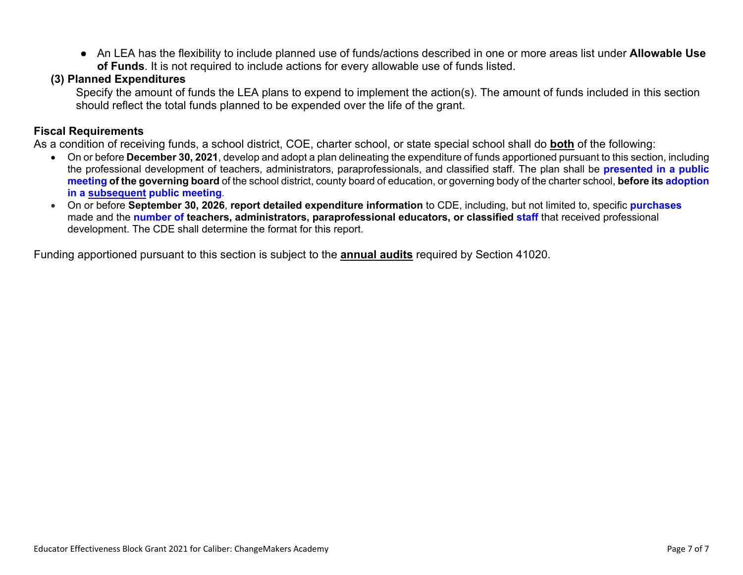- An LEA has the flexibility to include planned use of funds/actions described in one or more areas list under **Allowable Use of Funds**. It is not required to include actions for every allowable use of funds listed.

**(3) Planned Expenditures**

Specify the amount of funds the LEA plans to expend to implement the action(s). The amount of funds included in this section should reflect the total funds planned to be expended over the life of the grant.

### Fiscal Requirements

As a condition of receiving funds, a school district, COE, charter school, or state special school shall do **both** of the following:

- On or before **December 30, 2021**, develop and adopt a plan delineating the expenditure of funds apportioned pursuant to this section, including the professional development of teachers, administrators, paraprofessionals, and classified staff. The plan shall be **presented in a public meeting of the governing board** of the school district, county board of education, or governing body of the charter school, **before its adoption in a subsequent public meeting**.
- On or before **September 30, 2026**, **report detailed expenditure information** to CDE, including, but not limited to, specific **purchases** made and the **number of teachers, administrators, paraprofessional educators, or classified staff** that received professional development. The CDE shall determine the format for this report.

Funding apportioned pursuant to this section is subject to the **annual audits** required by Section 41020.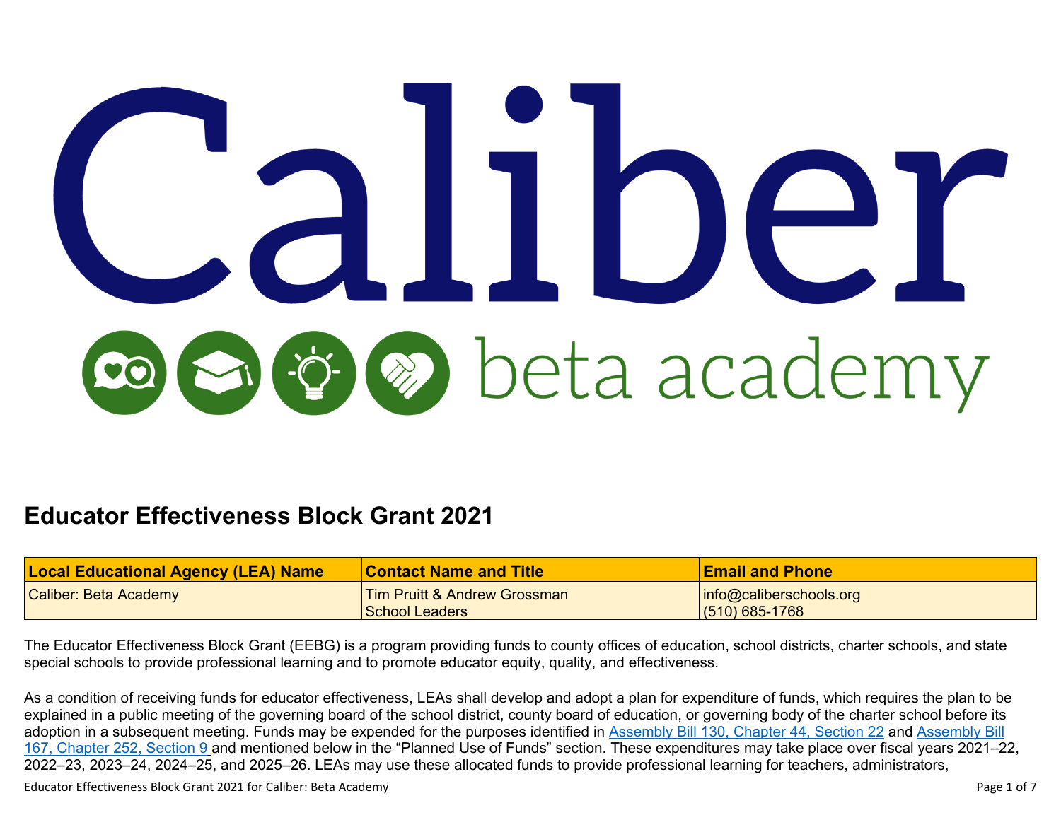# Educator Effectiveness Block Grant 2021

| Local Educational Agency (LEA) Name | Contact Name and Title | Email and Phone |
| --- | --- | --- |
| Caliber: Beta Academy | Tim Pruitt & Andrew Grossman<br>School Leaders | info@caliberschools.org<br>(510) 685-1768 |

The Educator Effectiveness Block Grant (EEBG) is a program providing funds to county offices of education, school districts, charter schools, and state special schools to provide professional learning and to promote educator equity, quality, and effectiveness.

As a condition of receiving funds for educator effectiveness, LEAs shall develop and adopt a plan for expenditure of funds, which requires the plan to be explained in a public meeting of the governing board of the school district, county board of education, or governing body of the charter school before its adoption in a subsequent meeting. Funds may be expended for the purposes identified in [Assembly Bill 130, Chapter 44, Section 22](#) and [Assembly Bill 167, Chapter 252, Section 9](#) and mentioned below in the "Planned Use of Funds" section. These expenditures may take place over fiscal years 2021–22, 2022–23, 2023–24, 2024–25, and 2025–26. LEAs may use these allocated funds to provide professional learning for teachers, administrators,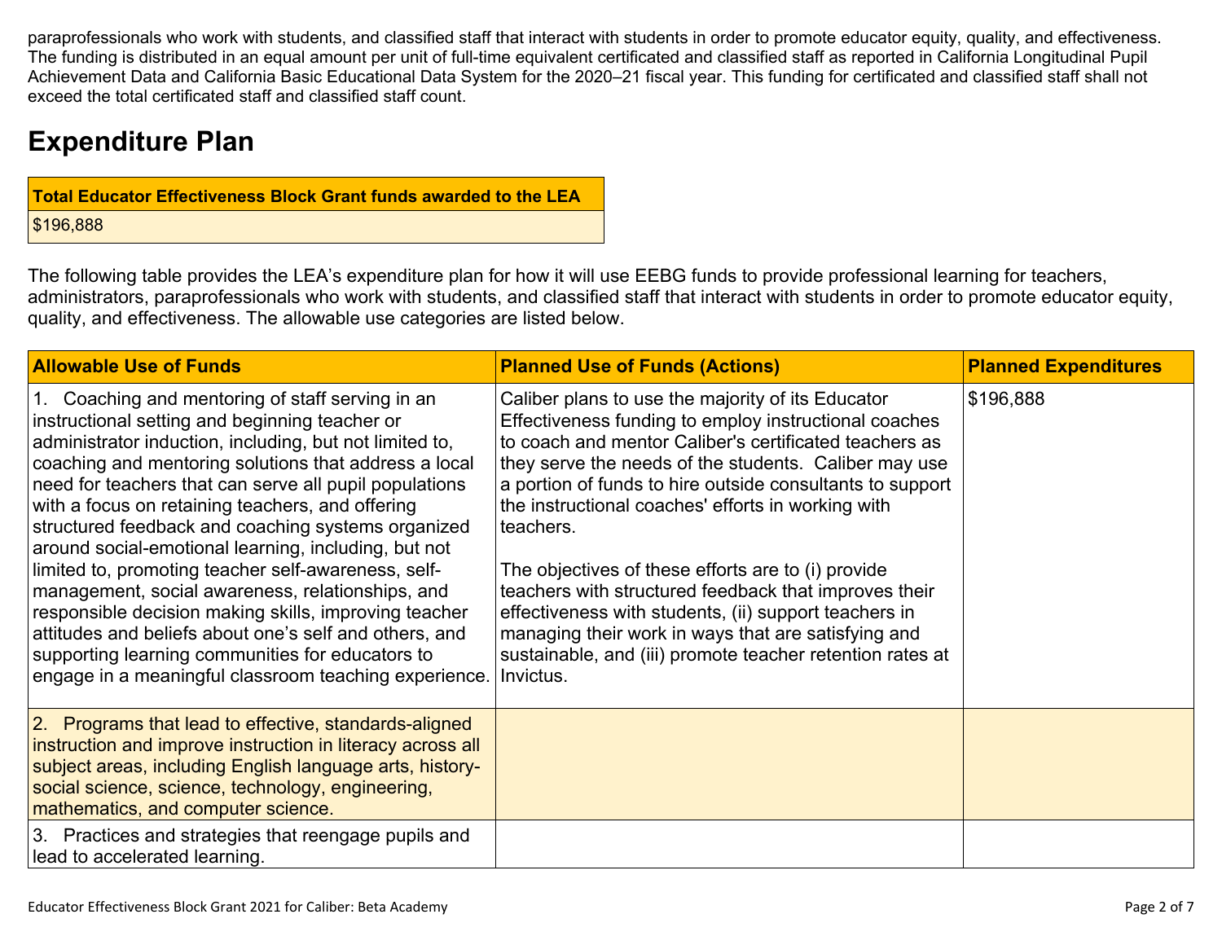paraprofessionals who work with students, and classified staff that interact with students in order to promote educator equity, quality, and effectiveness. The funding is distributed in an equal amount per unit of full-time equivalent certificated and classified staff as reported in California Longitudinal Pupil Achievement Data and California Basic Educational Data System for the 2020–21 fiscal year. This funding for certificated and classified staff shall not exceed the total certificated staff and classified staff count.

# Expenditure Plan

| Total Educator Effectiveness Block Grant funds awarded to the LEA |
| --- |
| $196,888 |

The following table provides the LEA's expenditure plan for how it will use EEBG funds to provide professional learning for teachers, administrators, paraprofessionals who work with students, and classified staff that interact with students in order to promote educator equity, quality, and effectiveness. The allowable use categories are listed below.

| Allowable Use of Funds | Planned Use of Funds (Actions) | Planned Expenditures |
| --- | --- | --- |
| 1. Coaching and mentoring of staff serving in an instructional setting and beginning teacher or administrator induction, including, but not limited to, coaching and mentoring solutions that address a local need for teachers that can serve all pupil populations with a focus on retaining teachers, and offering structured feedback and coaching systems organized around social-emotional learning, including, but not limited to, promoting teacher self-awareness, self-management, social awareness, relationships, and responsible decision making skills, improving teacher attitudes and beliefs about one's self and others, and supporting learning communities for educators to engage in a meaningful classroom teaching experience. | Caliber plans to use the majority of its Educator Effectiveness funding to employ instructional coaches to coach and mentor Caliber's certificated teachers as they serve the needs of the students. Caliber may use a portion of funds to hire outside consultants to support the instructional coaches' efforts in working with teachers.<br><br>The objectives of these efforts are to (i) provide teachers with structured feedback that improves their effectiveness with students, (ii) support teachers in managing their work in ways that are satisfying and sustainable, and (iii) promote teacher retention rates at Invictus. | $196,888 |
| 2. Programs that lead to effective, standards-aligned instruction and improve instruction in literacy across all subject areas, including English language arts, history-social science, science, technology, engineering, mathematics, and computer science. | | |
| 3. Practices and strategies that reengage pupils and lead to accelerated learning. | | |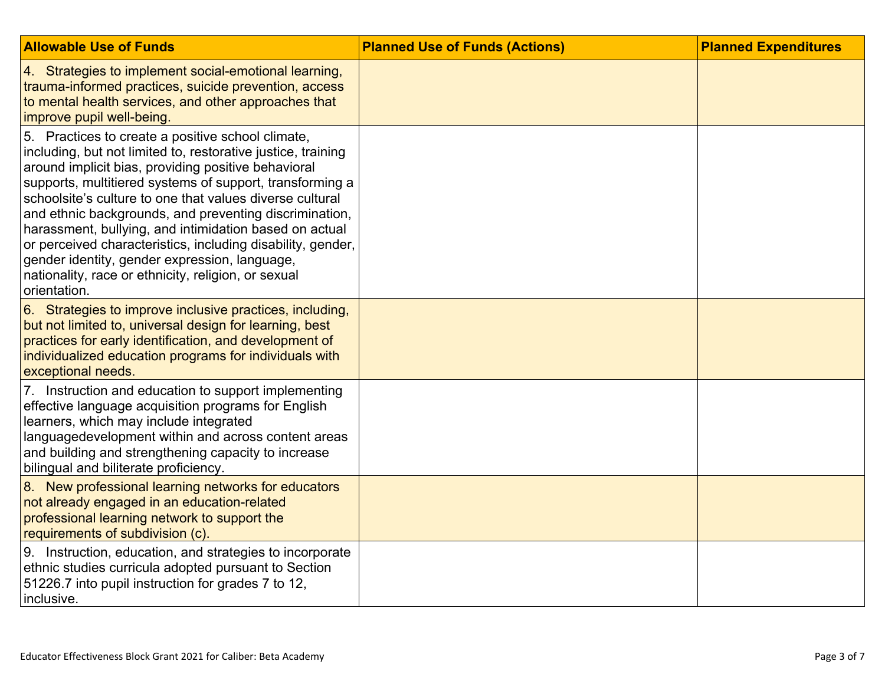| Allowable Use of Funds | Planned Use of Funds (Actions) | Planned Expenditures |
| --- | --- | --- |
| 4. Strategies to implement social-emotional learning, trauma-informed practices, suicide prevention, access to mental health services, and other approaches that improve pupil well-being. | | |
| 5. Practices to create a positive school climate, including, but not limited to, restorative justice, training around implicit bias, providing positive behavioral supports, multitiered systems of support, transforming a schoolsite's culture to one that values diverse cultural and ethnic backgrounds, and preventing discrimination, harassment, bullying, and intimidation based on actual or perceived characteristics, including disability, gender, gender identity, gender expression, language, nationality, race or ethnicity, religion, or sexual orientation. | | |
| 6. Strategies to improve inclusive practices, including, but not limited to, universal design for learning, best practices for early identification, and development of individualized education programs for individuals with exceptional needs. | | |
| 7. Instruction and education to support implementing effective language acquisition programs for English learners, which may include integrated languagedevelopment within and across content areas and building and strengthening capacity to increase bilingual and biliterate proficiency. | | |
| 8. New professional learning networks for educators not already engaged in an education-related professional learning network to support the requirements of subdivision (c). | | |
| 9. Instruction, education, and strategies to incorporate ethnic studies curricula adopted pursuant to Section 51226.7 into pupil instruction for grades 7 to 12, inclusive. | | |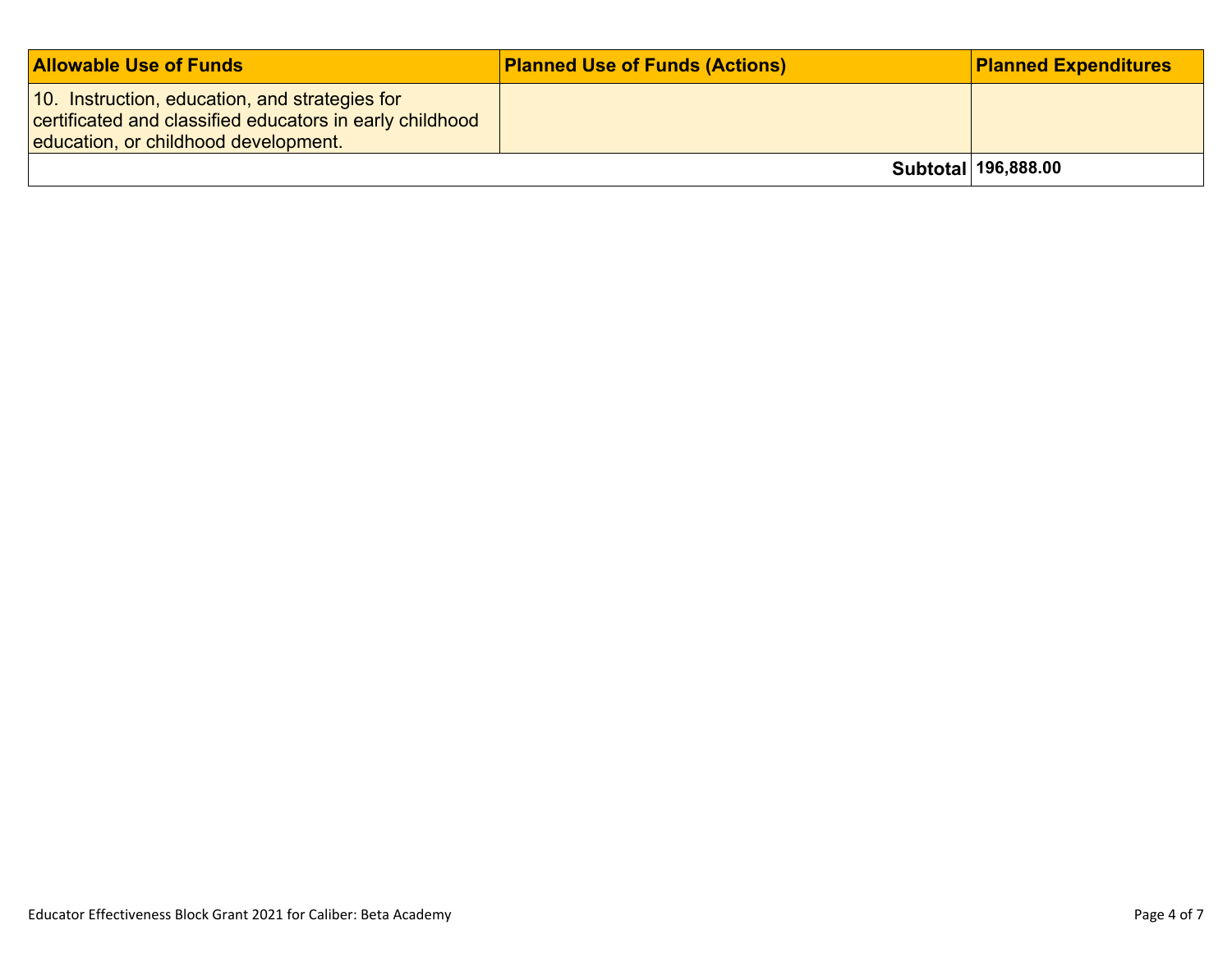| Allowable Use of Funds | Planned Use of Funds (Actions) | Planned Expenditures |
|---|---|---|
| 10. Instruction, education, and strategies for certificated and classified educators in early childhood education, or childhood development. | | |
| | **Subtotal** | **196,888.00** |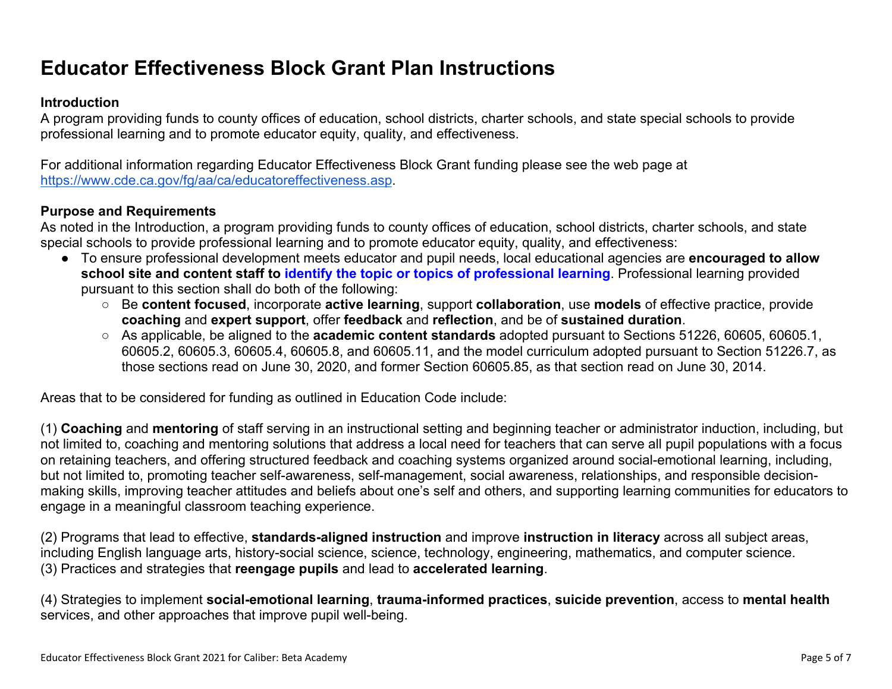# Educator Effectiveness Block Grant Plan Instructions

**Introduction**
A program providing funds to county offices of education, school districts, charter schools, and state special schools to provide professional learning and to promote educator equity, quality, and effectiveness.

For additional information regarding Educator Effectiveness Block Grant funding please see the web page at https://www.cde.ca.gov/fg/aa/ca/educatoreffectiveness.asp.

**Purpose and Requirements**
As noted in the Introduction, a program providing funds to county offices of education, school districts, charter schools, and state special schools to provide professional learning and to promote educator equity, quality, and effectiveness:

- To ensure professional development meets educator and pupil needs, local educational agencies are **encouraged to allow school site and content staff to identify the topic or topics of professional learning**. Professional learning provided pursuant to this section shall do both of the following:
  - Be **content focused**, incorporate **active learning**, support **collaboration**, use **models** of effective practice, provide **coaching** and **expert support**, offer **feedback** and **reflection**, and be of **sustained duration**.
  - As applicable, be aligned to the **academic content standards** adopted pursuant to Sections 51226, 60605, 60605.1, 60605.2, 60605.3, 60605.4, 60605.8, and 60605.11, and the model curriculum adopted pursuant to Section 51226.7, as those sections read on June 30, 2020, and former Section 60605.85, as that section read on June 30, 2014.

Areas that to be considered for funding as outlined in Education Code include:

(1) **Coaching** and **mentoring** of staff serving in an instructional setting and beginning teacher or administrator induction, including, but not limited to, coaching and mentoring solutions that address a local need for teachers that can serve all pupil populations with a focus on retaining teachers, and offering structured feedback and coaching systems organized around social-emotional learning, including, but not limited to, promoting teacher self-awareness, self-management, social awareness, relationships, and responsible decision-making skills, improving teacher attitudes and beliefs about one's self and others, and supporting learning communities for educators to engage in a meaningful classroom teaching experience.

(2) Programs that lead to effective, **standards-aligned instruction** and improve **instruction in literacy** across all subject areas, including English language arts, history-social science, science, technology, engineering, mathematics, and computer science.
(3) Practices and strategies that **reengage pupils** and lead to **accelerated learning**.

(4) Strategies to implement **social-emotional learning**, **trauma-informed practices**, **suicide prevention**, access to **mental health** services, and other approaches that improve pupil well-being.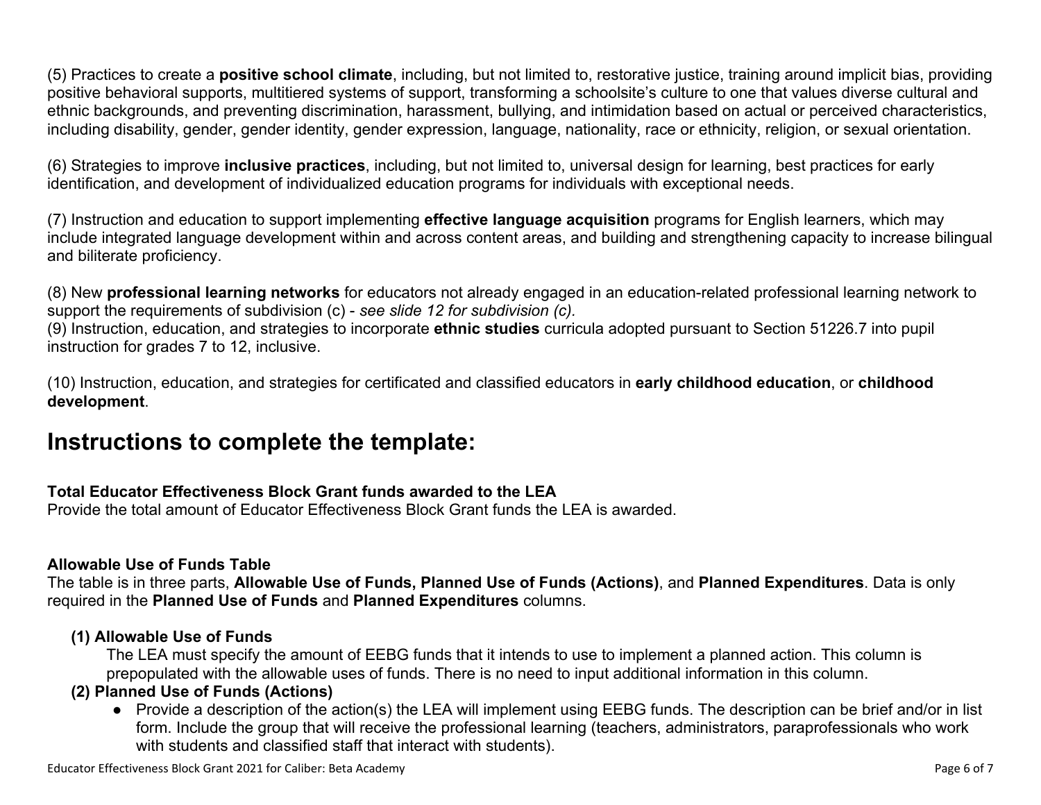(5) Practices to create a **positive school climate**, including, but not limited to, restorative justice, training around implicit bias, providing positive behavioral supports, multitiered systems of support, transforming a schoolsite's culture to one that values diverse cultural and ethnic backgrounds, and preventing discrimination, harassment, bullying, and intimidation based on actual or perceived characteristics, including disability, gender, gender identity, gender expression, language, nationality, race or ethnicity, religion, or sexual orientation.

(6) Strategies to improve **inclusive practices**, including, but not limited to, universal design for learning, best practices for early identification, and development of individualized education programs for individuals with exceptional needs.

(7) Instruction and education to support implementing **effective language acquisition** programs for English learners, which may include integrated language development within and across content areas, and building and strengthening capacity to increase bilingual and biliterate proficiency.

(8) New **professional learning networks** for educators not already engaged in an education-related professional learning network to support the requirements of subdivision (c) - *see slide 12 for subdivision (c).*
(9) Instruction, education, and strategies to incorporate **ethnic studies** curricula adopted pursuant to Section 51226.7 into pupil instruction for grades 7 to 12, inclusive.

(10) Instruction, education, and strategies for certificated and classified educators in **early childhood education**, or **childhood development**.

# Instructions to complete the template:

**Total Educator Effectiveness Block Grant funds awarded to the LEA**
Provide the total amount of Educator Effectiveness Block Grant funds the LEA is awarded.

**Allowable Use of Funds Table**
The table is in three parts, **Allowable Use of Funds, Planned Use of Funds (Actions)**, and **Planned Expenditures**. Data is only required in the **Planned Use of Funds** and **Planned Expenditures** columns.

**(1) Allowable Use of Funds**

The LEA must specify the amount of EEBG funds that it intends to use to implement a planned action. This column is prepopulated with the allowable uses of funds. There is no need to input additional information in this column.

**(2) Planned Use of Funds (Actions)**

- Provide a description of the action(s) the LEA will implement using EEBG funds. The description can be brief and/or in list form. Include the group that will receive the professional learning (teachers, administrators, paraprofessionals who work with students and classified staff that interact with students).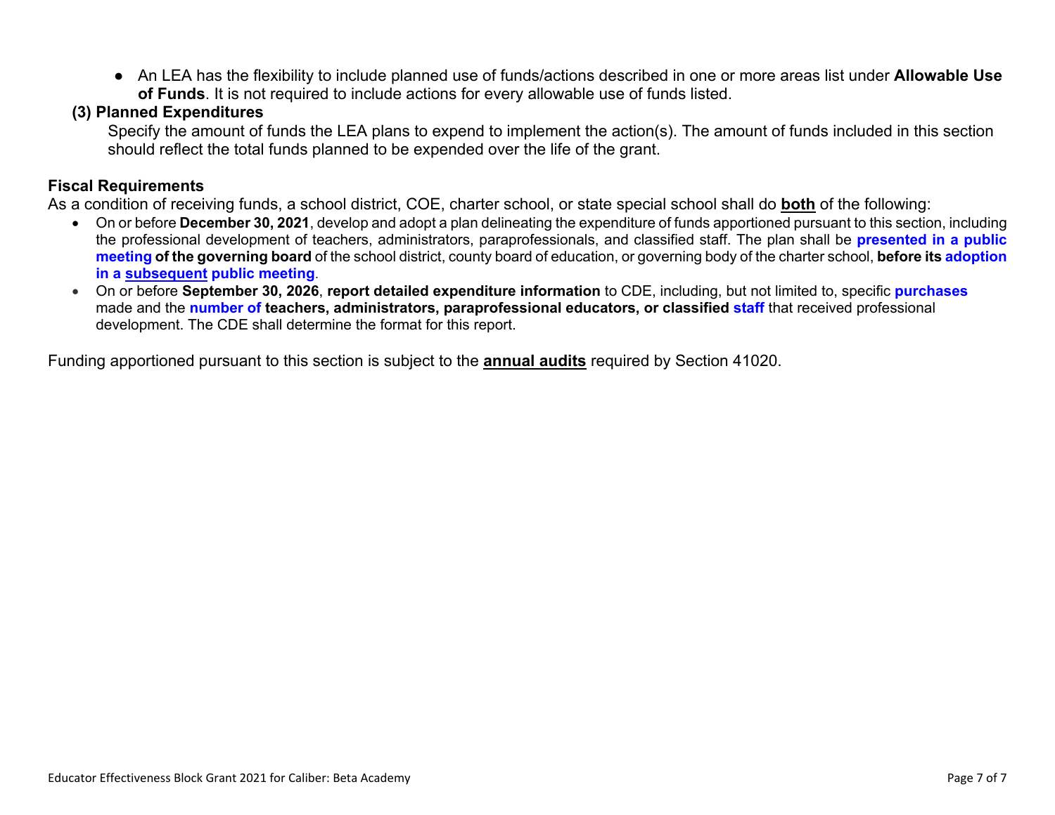- An LEA has the flexibility to include planned use of funds/actions described in one or more areas list under **Allowable Use of Funds**. It is not required to include actions for every allowable use of funds listed.

**(3) Planned Expenditures**

Specify the amount of funds the LEA plans to expend to implement the action(s). The amount of funds included in this section should reflect the total funds planned to be expended over the life of the grant.

**Fiscal Requirements**

As a condition of receiving funds, a school district, COE, charter school, or state special school shall do **both** of the following:

- On or before **December 30, 2021**, develop and adopt a plan delineating the expenditure of funds apportioned pursuant to this section, including the professional development of teachers, administrators, paraprofessionals, and classified staff. The plan shall be **presented in a public meeting of the governing board** of the school district, county board of education, or governing body of the charter school, **before its adoption in a subsequent public meeting**.
- On or before **September 30, 2026**, **report detailed expenditure information** to CDE, including, but not limited to, specific **purchases** made and the **number of teachers, administrators, paraprofessional educators, or classified staff** that received professional development. The CDE shall determine the format for this report.

Funding apportioned pursuant to this section is subject to the **annual audits** required by Section 41020.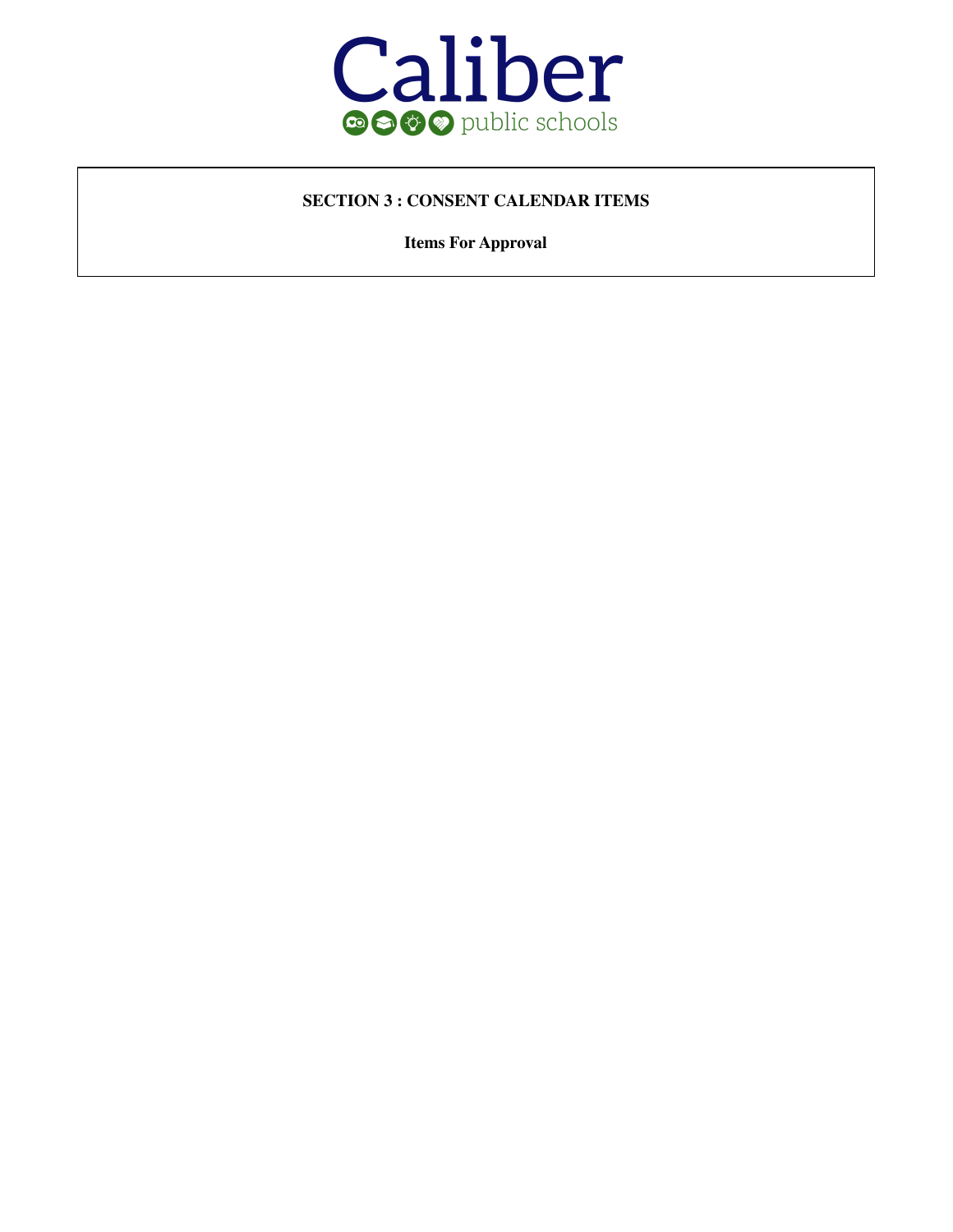Caliber

public schools

**SECTION 3 : CONSENT CALENDAR ITEMS**

**Items For Approval**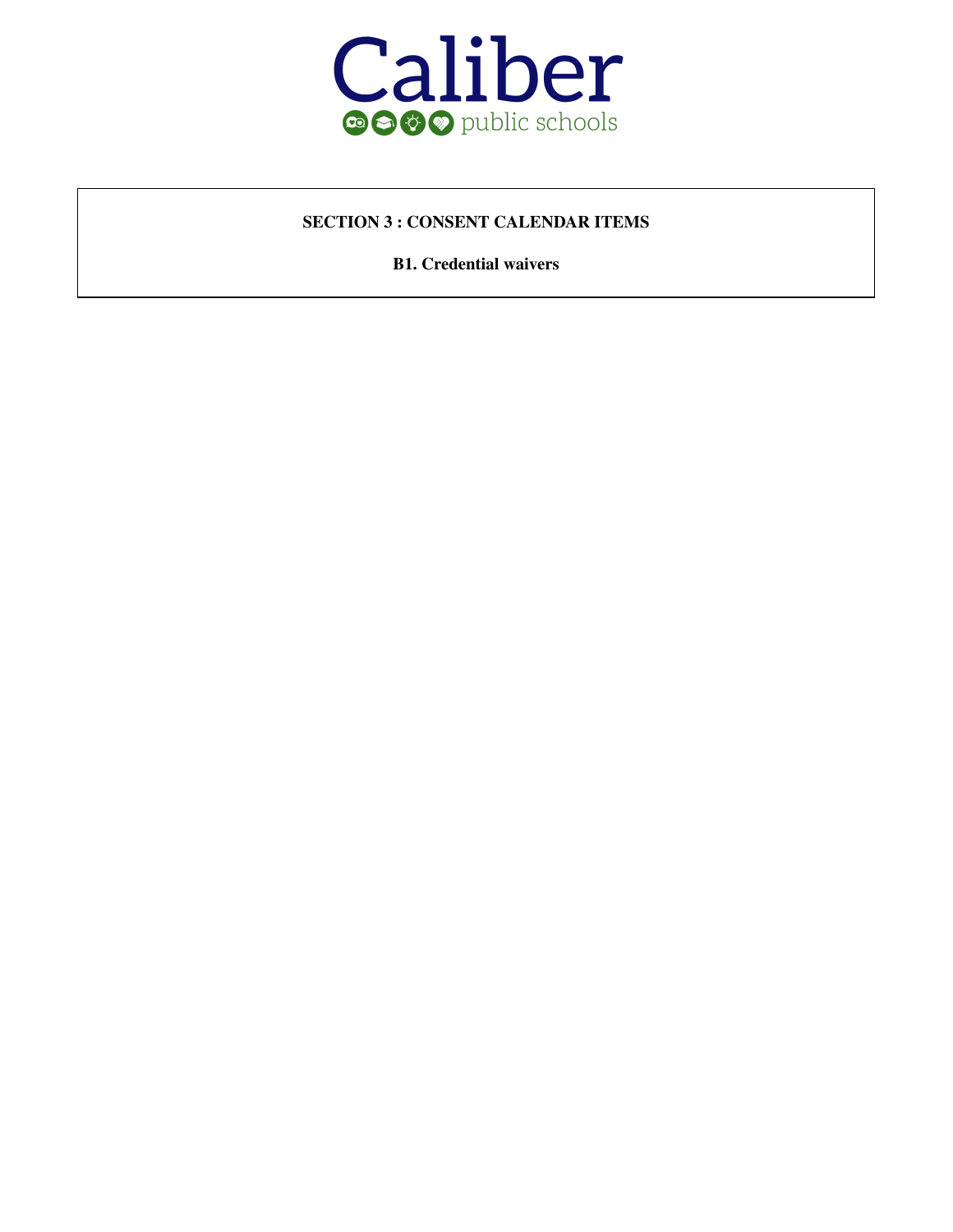Caliber

public schools

**SECTION 3 : CONSENT CALENDAR ITEMS**

**B1. Credential waivers**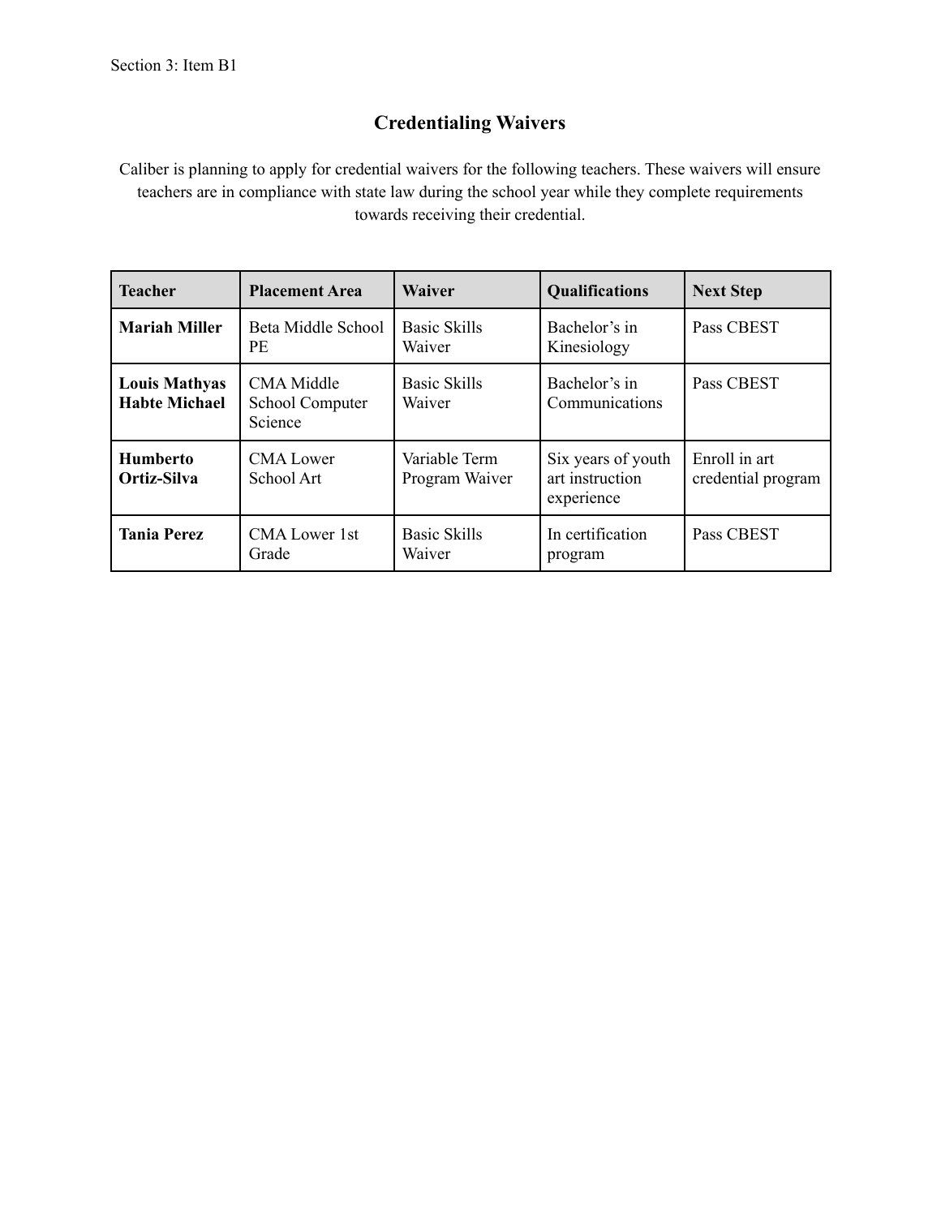Section 3: Item B1

## Credentialing Waivers

Caliber is planning to apply for credential waivers for the following teachers. These waivers will ensure teachers are in compliance with state law during the school year while they complete requirements towards receiving their credential.

| Teacher | Placement Area | Waiver | Qualifications | Next Step |
|---|---|---|---|---|
| **Mariah Miller** | Beta Middle School PE | Basic Skills Waiver | Bachelor's in Kinesiology | Pass CBEST |
| **Louis Mathyas Habte Michael** | CMA Middle School Computer Science | Basic Skills Waiver | Bachelor's in Communications | Pass CBEST |
| **Humberto Ortiz-Silva** | CMA Lower School Art | Variable Term Program Waiver | Six years of youth art instruction experience | Enroll in art credential program |
| **Tania Perez** | CMA Lower 1st Grade | Basic Skills Waiver | In certification program | Pass CBEST |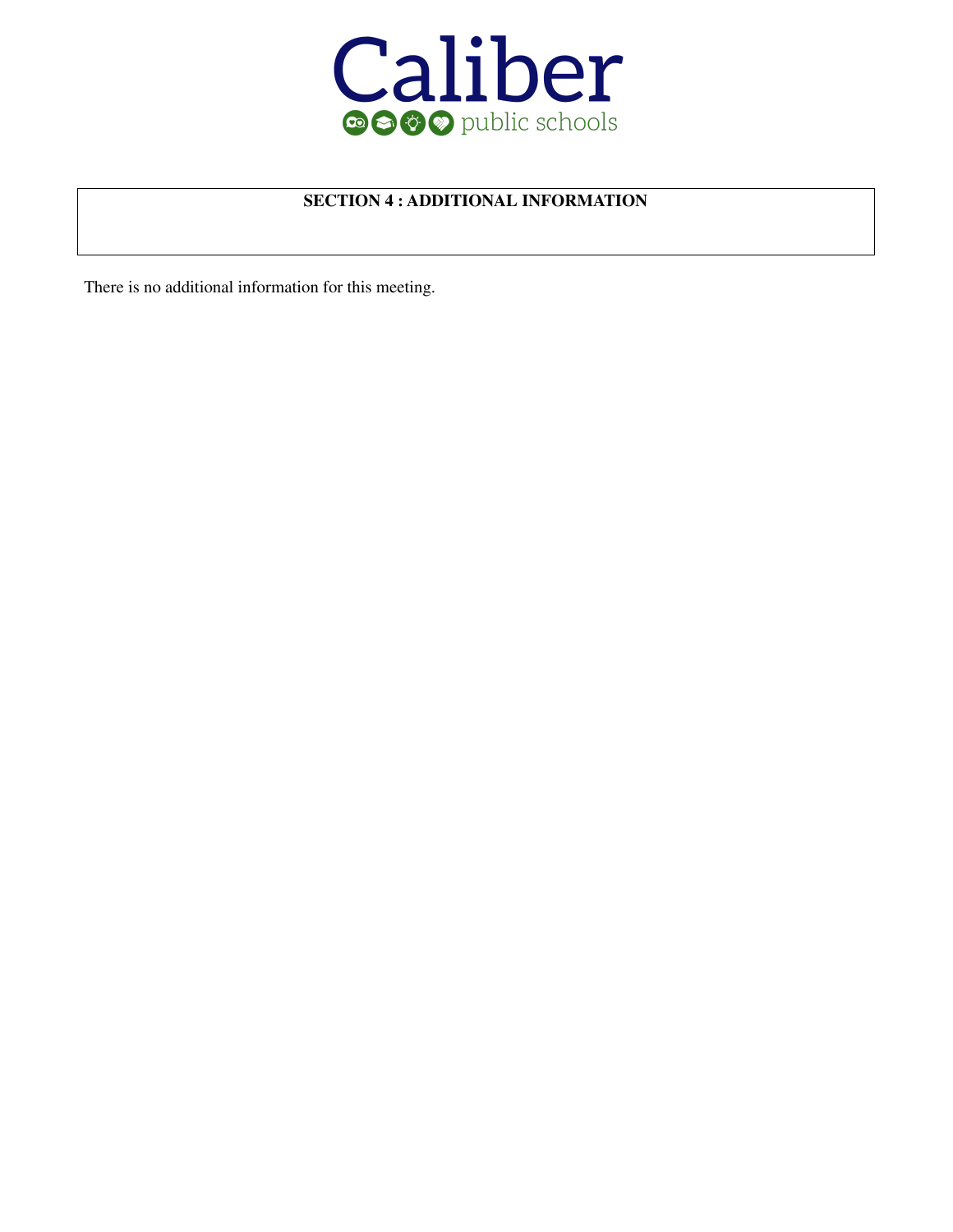Caliber

public schools

## SECTION 4 : ADDITIONAL INFORMATION

There is no additional information for this meeting.